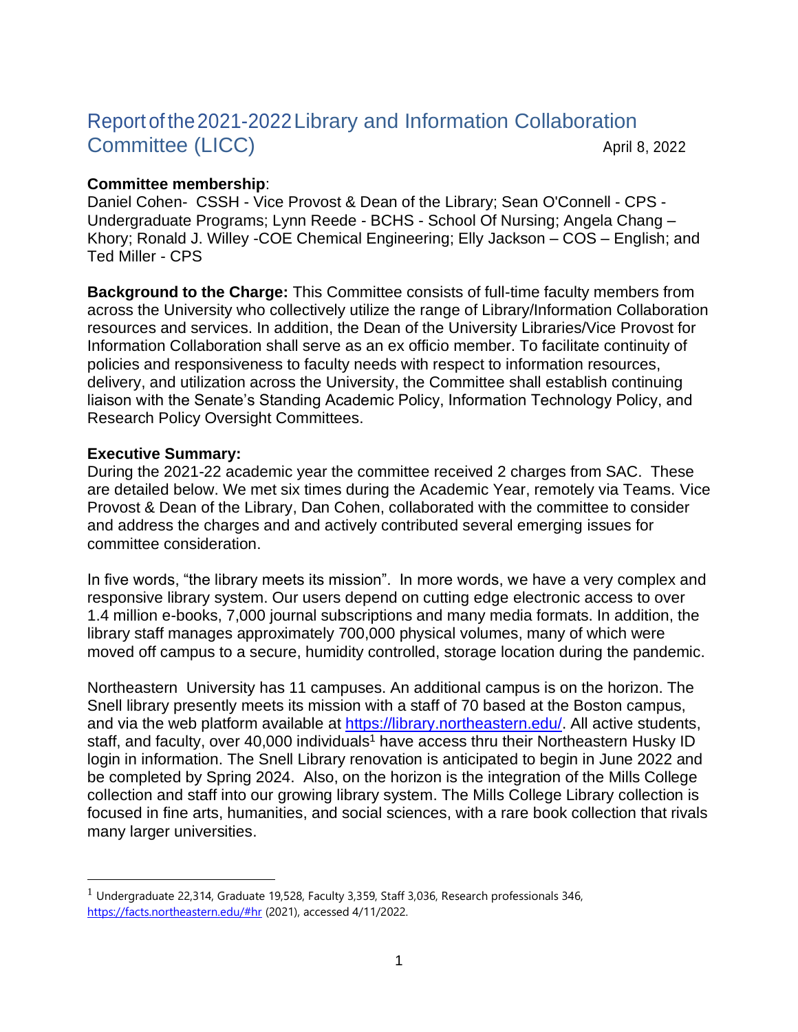# Report of the 2021-2022 Library and Information Collaboration Committee (LICC)

April 8, 2022

**Committee membership**:
Daniel Cohen- CSSH - Vice Provost & Dean of the Library; Sean O'Connell - CPS - Undergraduate Programs; Lynn Reede - BCHS - School Of Nursing; Angela Chang – Khory; Ronald J. Willey -COE Chemical Engineering; Elly Jackson – COS – English; and Ted Miller - CPS

**Background to the Charge:** This Committee consists of full-time faculty members from across the University who collectively utilize the range of Library/Information Collaboration resources and services. In addition, the Dean of the University Libraries/Vice Provost for Information Collaboration shall serve as an ex officio member. To facilitate continuity of policies and responsiveness to faculty needs with respect to information resources, delivery, and utilization across the University, the Committee shall establish continuing liaison with the Senate's Standing Academic Policy, Information Technology Policy, and Research Policy Oversight Committees.

**Executive Summary:**
During the 2021-22 academic year the committee received 2 charges from SAC. These are detailed below. We met six times during the Academic Year, remotely via Teams. Vice Provost & Dean of the Library, Dan Cohen, collaborated with the committee to consider and address the charges and and actively contributed several emerging issues for committee consideration.

In five words, "the library meets its mission". In more words, we have a very complex and responsive library system. Our users depend on cutting edge electronic access to over 1.4 million e-books, 7,000 journal subscriptions and many media formats. In addition, the library staff manages approximately 700,000 physical volumes, many of which were moved off campus to a secure, humidity controlled, storage location during the pandemic.

Northeastern University has 11 campuses. An additional campus is on the horizon. The Snell library presently meets its mission with a staff of 70 based at the Boston campus, and via the web platform available at https://library.northeastern.edu/. All active students, staff, and faculty, over 40,000 individuals[1] have access thru their Northeastern Husky ID login in information. The Snell Library renovation is anticipated to begin in June 2022 and be completed by Spring 2024. Also, on the horizon is the integration of the Mills College collection and staff into our growing library system. The Mills College Library collection is focused in fine arts, humanities, and social sciences, with a rare book collection that rivals many larger universities.

---

[1] Undergraduate 22,314, Graduate 19,528, Faculty 3,359, Staff 3,036, Research professionals 346, https://facts.northeastern.edu/#hr (2021), accessed 4/11/2022.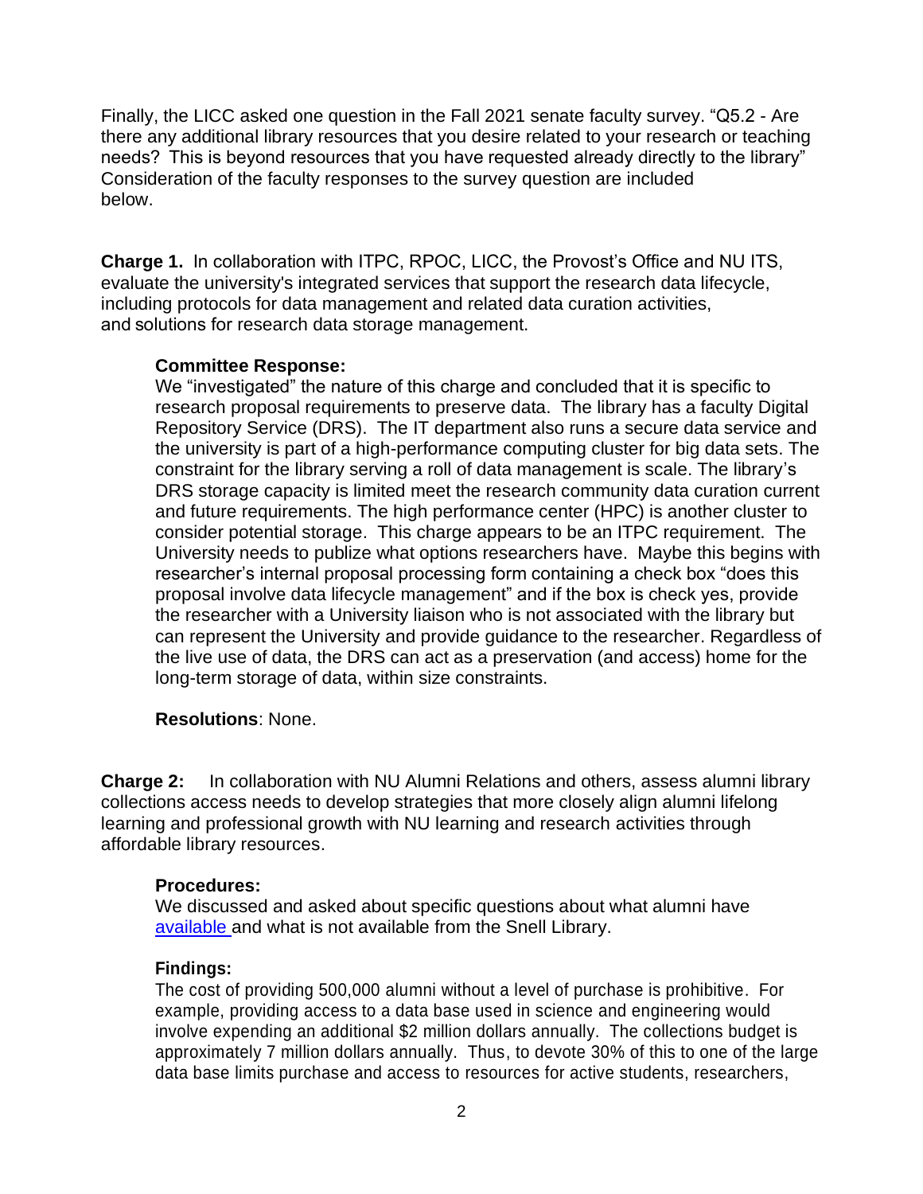Finally, the LICC asked one question in the Fall 2021 senate faculty survey. "Q5.2 - Are there any additional library resources that you desire related to your research or teaching needs? This is beyond resources that you have requested already directly to the library" Consideration of the faculty responses to the survey question are included below.

**Charge 1.** In collaboration with ITPC, RPOC, LICC, the Provost's Office and NU ITS, evaluate the university's integrated services that support the research data lifecycle, including protocols for data management and related data curation activities, and solutions for research data storage management.

**Committee Response:**
We "investigated" the nature of this charge and concluded that it is specific to research proposal requirements to preserve data. The library has a faculty Digital Repository Service (DRS). The IT department also runs a secure data service and the university is part of a high-performance computing cluster for big data sets. The constraint for the library serving a roll of data management is scale. The library's DRS storage capacity is limited meet the research community data curation current and future requirements. The high performance center (HPC) is another cluster to consider potential storage. This charge appears to be an ITPC requirement. The University needs to publize what options researchers have. Maybe this begins with researcher's internal proposal processing form containing a check box "does this proposal involve data lifecycle management" and if the box is check yes, provide the researcher with a University liaison who is not associated with the library but can represent the University and provide guidance to the researcher. Regardless of the live use of data, the DRS can act as a preservation (and access) home for the long-term storage of data, within size constraints.

**Resolutions**: None.

**Charge 2:** In collaboration with NU Alumni Relations and others, assess alumni library collections access needs to develop strategies that more closely align alumni lifelong learning and professional growth with NU learning and research activities through affordable library resources.

**Procedures:**
We discussed and asked about specific questions about what alumni have available and what is not available from the Snell Library.

**Findings:**
The cost of providing 500,000 alumni without a level of purchase is prohibitive. For example, providing access to a data base used in science and engineering would involve expending an additional $2 million dollars annually. The collections budget is approximately 7 million dollars annually. Thus, to devote 30% of this to one of the large data base limits purchase and access to resources for active students, researchers,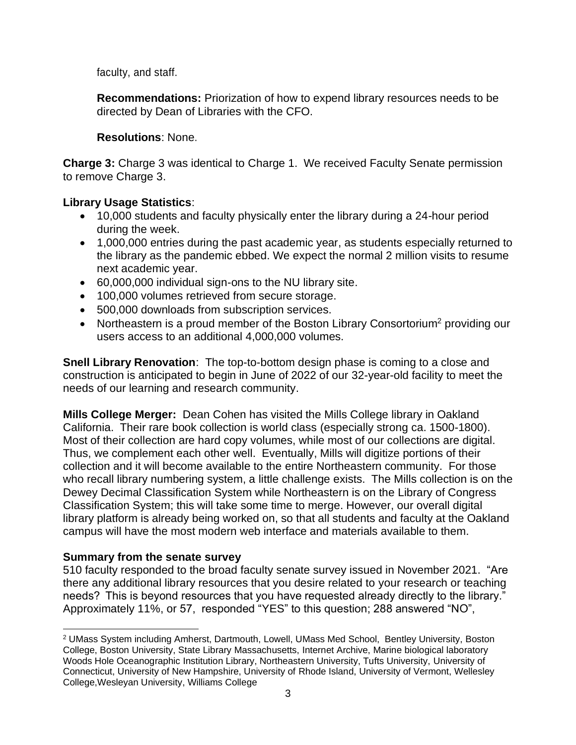faculty, and staff.

**Recommendations:** Priorization of how to expend library resources needs to be directed by Dean of Libraries with the CFO.

**Resolutions**: None.

**Charge 3:** Charge 3 was identical to Charge 1. We received Faculty Senate permission to remove Charge 3.

**Library Usage Statistics**:

- 10,000 students and faculty physically enter the library during a 24-hour period during the week.
- 1,000,000 entries during the past academic year, as students especially returned to the library as the pandemic ebbed. We expect the normal 2 million visits to resume next academic year.
- 60,000,000 individual sign-ons to the NU library site.
- 100,000 volumes retrieved from secure storage.
- 500,000 downloads from subscription services.
- Northeastern is a proud member of the Boston Library Consortium[2] providing our users access to an additional 4,000,000 volumes.

**Snell Library Renovation**: The top-to-bottom design phase is coming to a close and construction is anticipated to begin in June of 2022 of our 32-year-old facility to meet the needs of our learning and research community.

**Mills College Merger:** Dean Cohen has visited the Mills College library in Oakland California. Their rare book collection is world class (especially strong ca. 1500-1800). Most of their collection are hard copy volumes, while most of our collections are digital. Thus, we complement each other well. Eventually, Mills will digitize portions of their collection and it will become available to the entire Northeastern community. For those who recall library numbering system, a little challenge exists. The Mills collection is on the Dewey Decimal Classification System while Northeastern is on the Library of Congress Classification System; this will take some time to merge. However, our overall digital library platform is already being worked on, so that all students and faculty at the Oakland campus will have the most modern web interface and materials available to them.

**Summary from the senate survey**

510 faculty responded to the broad faculty senate survey issued in November 2021. "Are there any additional library resources that you desire related to your research or teaching needs? This is beyond resources that you have requested already directly to the library." Approximately 11%, or 57, responded "YES" to this question; 288 answered "NO",

[2] UMass System including Amherst, Dartmouth, Lowell, UMass Med School, Bentley University, Boston College, Boston University, State Library Massachusetts, Internet Archive, Marine biological laboratory Woods Hole Oceanographic Institution Library, Northeastern University, Tufts University, University of Connecticut, University of New Hampshire, University of Rhode Island, University of Vermont, Wellesley College,Wesleyan University, Williams College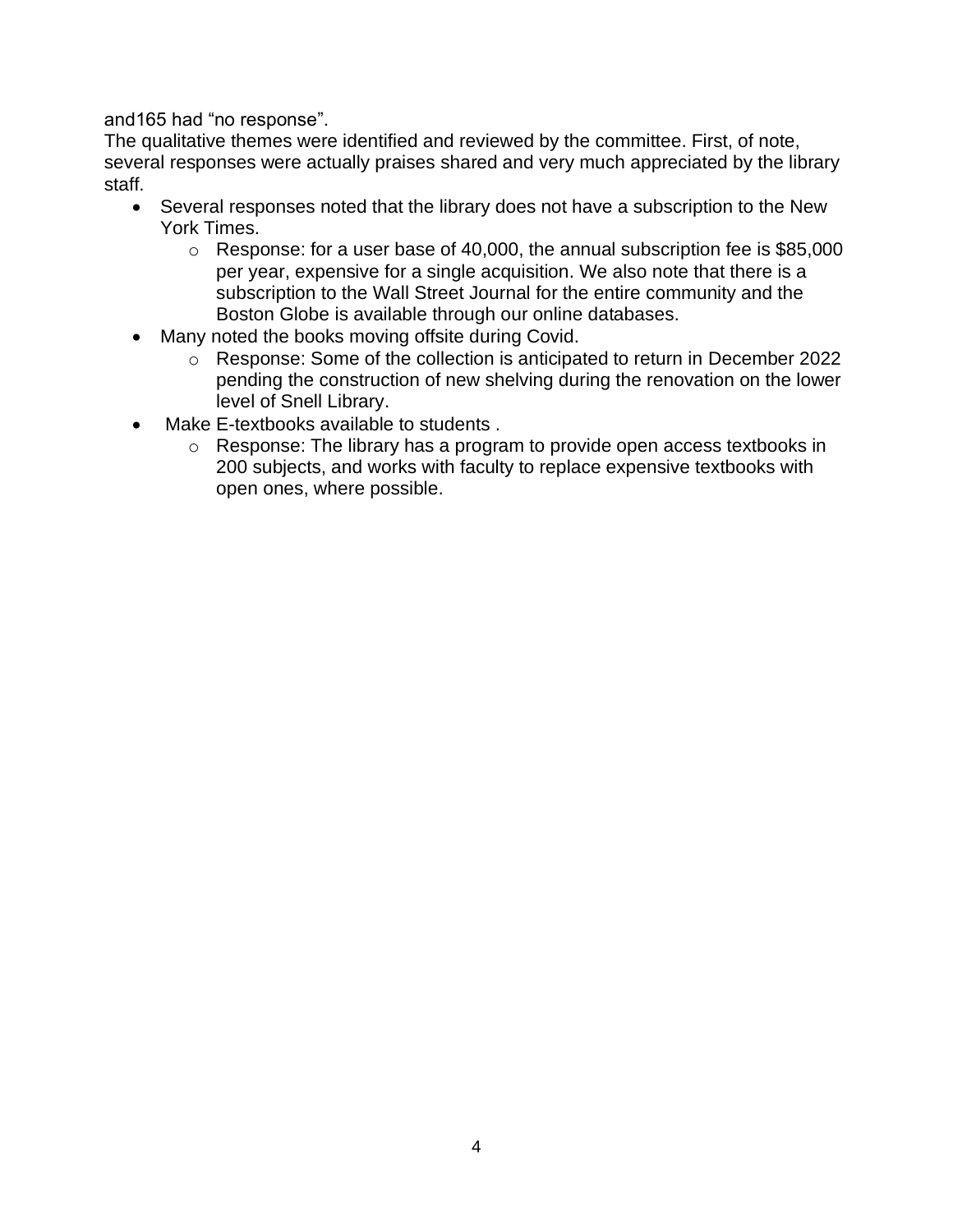and165 had “no response”.

The qualitative themes were identified and reviewed by the committee. First, of note, several responses were actually praises shared and very much appreciated by the library staff.

- Several responses noted that the library does not have a subscription to the New York Times.
  - Response: for a user base of 40,000, the annual subscription fee is $85,000 per year, expensive for a single acquisition. We also note that there is a subscription to the Wall Street Journal for the entire community and the Boston Globe is available through our online databases.
- Many noted the books moving offsite during Covid.
  - Response: Some of the collection is anticipated to return in December 2022 pending the construction of new shelving during the renovation on the lower level of Snell Library.
- Make E-textbooks available to students .
  - Response: The library has a program to provide open access textbooks in 200 subjects, and works with faculty to replace expensive textbooks with open ones, where possible.